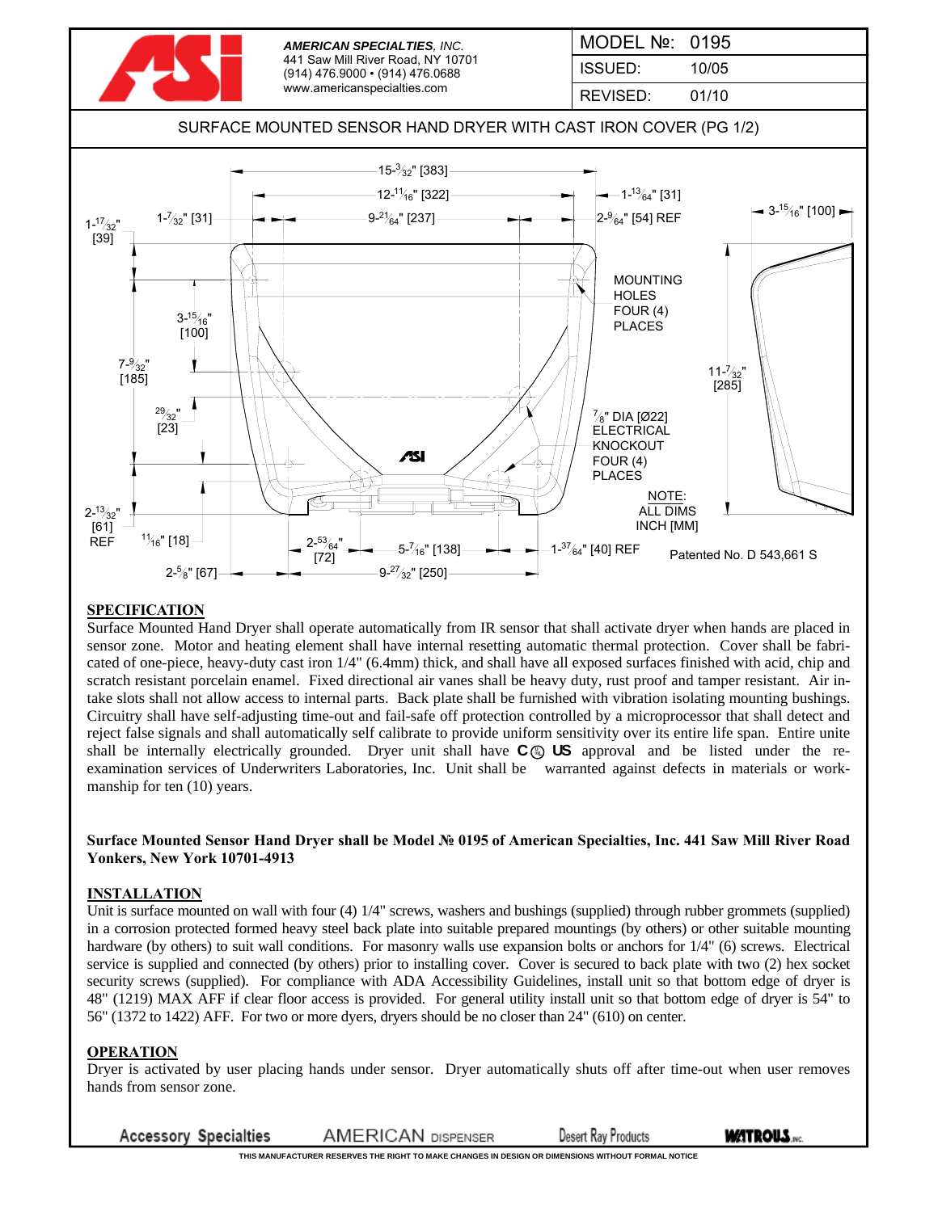**AMERICAN SPECIALTIES**, *INC.*
441 Saw Mill River Road, NY 10701
(914) 476.9000 • (914) 476.0688
www.americanspecialties.com

| MODEL №: | 0195 |
|---|---|
| ISSUED: | 10/05 |
| REVISED: | 01/10 |

## SURFACE MOUNTED SENSOR HAND DRYER WITH CAST IRON COVER (PG 1/2)

MOUNTING HOLES FOUR (4) PLACES

7/8" DIA [Ø22] ELECTRICAL KNOCKOUT FOUR (4) PLACES

NOTE: ALL DIMS INCH [MM]

Patented No. D 543,661 S

### SPECIFICATION

Surface Mounted Hand Dryer shall operate automatically from IR sensor that shall activate dryer when hands are placed in sensor zone. Motor and heating element shall have internal resetting automatic thermal protection. Cover shall be fabricated of one-piece, heavy-duty cast iron 1/4" (6.4mm) thick, and shall have all exposed surfaces finished with acid, chip and scratch resistant porcelain enamel. Fixed directional air vanes shall be heavy duty, rust proof and tamper resistant. Air intake slots shall not allow access to internal parts. Back plate shall be furnished with vibration isolating mounting bushings. Circuitry shall have self-adjusting time-out and fail-safe off protection controlled by a microprocessor that shall detect and reject false signals and shall automatically self calibrate to provide uniform sensitivity over its entire life span. Entire unite shall be internally electrically grounded. Dryer unit shall have C UL US approval and be listed under the re-examination services of Underwriters Laboratories, Inc. Unit shall be warranted against defects in materials or workmanship for ten (10) years.

**Surface Mounted Sensor Hand Dryer shall be Model № 0195 of American Specialties, Inc. 441 Saw Mill River Road Yonkers, New York 10701-4913**

### INSTALLATION

Unit is surface mounted on wall with four (4) 1/4" screws, washers and bushings (supplied) through rubber grommets (supplied) in a corrosion protected formed heavy steel back plate into suitable prepared mountings (by others) or other suitable mounting hardware (by others) to suit wall conditions. For masonry walls use expansion bolts or anchors for 1/4" (6) screws. Electrical service is supplied and connected (by others) prior to installing cover. Cover is secured to back plate with two (2) hex socket security screws (supplied). For compliance with ADA Accessibility Guidelines, install unit so that bottom edge of dryer is 48" (1219) MAX AFF if clear floor access is provided. For general utility install unit so that bottom edge of dryer is 54" to 56" (1372 to 1422) AFF. For two or more dyers, dryers should be no closer than 24" (610) on center.

### OPERATION

Dryer is activated by user placing hands under sensor. Dryer automatically shuts off after time-out when user removes hands from sensor zone.

Accessory Specialties   AMERICAN DISPENSER   Desert Ray Products   WATROUS INC.

THIS MANUFACTURER RESERVES THE RIGHT TO MAKE CHANGES IN DESIGN OR DIMENSIONS WITHOUT FORMAL NOTICE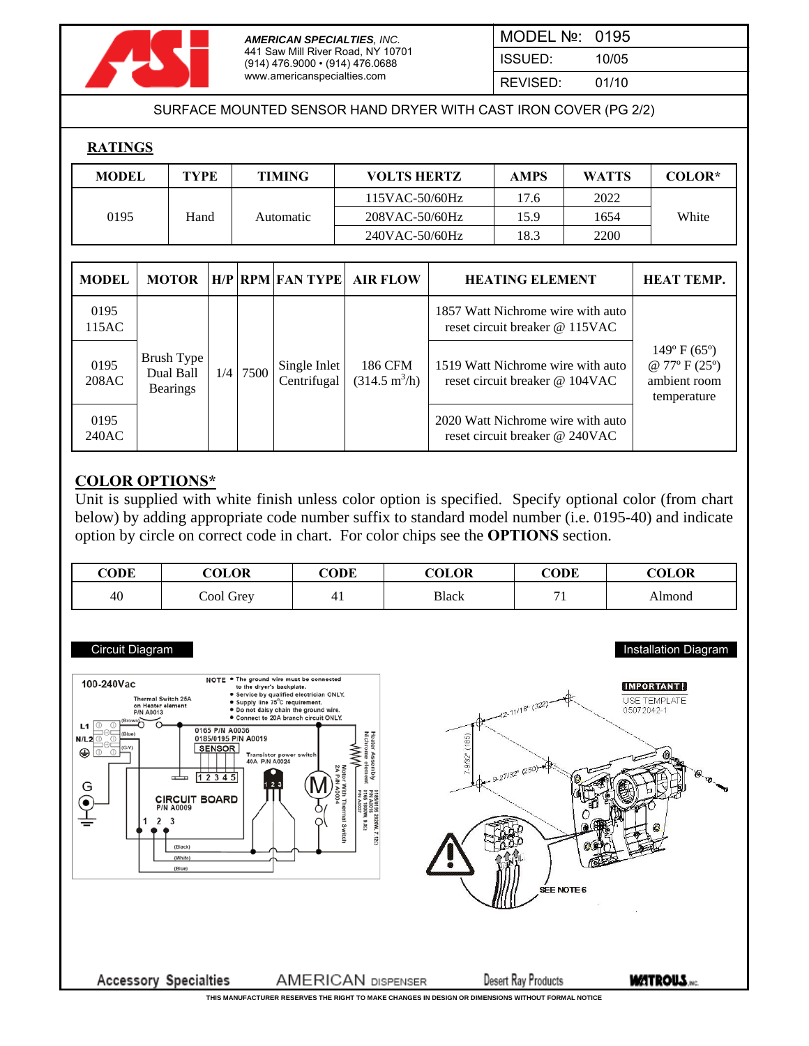**AMERICAN SPECIALTIES**, INC.
441 Saw Mill River Road, NY 10701
(914) 476.9000 • (914) 476.0688
www.americanspecialties.com

| | |
|---|---|
| MODEL №: | 0195 |
| ISSUED: | 10/05 |
| REVISED: | 01/10 |

SURFACE MOUNTED SENSOR HAND DRYER WITH CAST IRON COVER (PG 2/2)

## RATINGS

| MODEL | TYPE | TIMING | VOLTS HERTZ | AMPS | WATTS | COLOR* |
|---|---|---|---|---|---|---|
| 0195 | Hand | Automatic | 115VAC-50/60Hz | 17.6 | 2022 | White |
| | | | 208VAC-50/60Hz | 15.9 | 1654 | |
| | | | 240VAC-50/60Hz | 18.3 | 2200 | |

| MODEL | MOTOR | H/P | RPM | FAN TYPE | AIR FLOW | HEATING ELEMENT | HEAT TEMP. |
|---|---|---|---|---|---|---|---|
| 0195 115AC | Brush Type Dual Ball Bearings | 1/4 | 7500 | Single Inlet Centrifugal | 186 CFM ($314.5\ m^3/h$) | 1857 Watt Nichrome wire with auto reset circuit breaker @ 115VAC | 149º F (65º) @ 77º F (25º) ambient room temperature |
| 0195 208AC | | | | | | 1519 Watt Nichrome wire with auto reset circuit breaker @ 104VAC | |
| 0195 240AC | | | | | | 2020 Watt Nichrome wire with auto reset circuit breaker @ 240VAC | |

## COLOR OPTIONS*

Unit is supplied with white finish unless color option is specified. Specify optional color (from chart below) by adding appropriate code number suffix to standard model number (i.e. 0195-40) and indicate option by circle on correct code in chart. For color chips see the **OPTIONS** section.

| CODE | COLOR | CODE | COLOR | CODE | COLOR |
|---|---|---|---|---|---|
| 40 | Cool Grey | 41 | Black | 71 | Almond |

Circuit Diagram

100-240Vac

NOTE
- The ground wire must be connected to the dryer's backplate.
- Service by qualified electrician ONLY.
- Supply line 75°C requirement.
- Do not daisy chain the ground wire.
- Connect to 20A branch circuit ONLY.

Thermal Switch 25A on Heater element P/N A0013

L1, N/L2, (Brown), (Blue), (G/Y)

0165 P/N A0036
0185/0195 P/N A0019
SENSOR

Transistor power switch 40A P/N A0024

1 2 3 4 5

CIRCUIT BOARD P/N A0009

1 2 3

G

(Black) (White) (Blue)

Motor With Thermal Switch 2A P/N A0004

Heater Assembly Nichrome element P/N A0007

Installation Diagram

IMPORTANT!
USE TEMPLATE 0507 2042-1

12-11/16" (322)
7-9/32" (185)
9-27/32" (250)

SEE NOTE 6

Accessory Specialties   AMERICAN DISPENSER   Desert Ray Products   WATROUS INC.

THIS MANUFACTURER RESERVES THE RIGHT TO MAKE CHANGES IN DESIGN OR DIMENSIONS WITHOUT FORMAL NOTICE